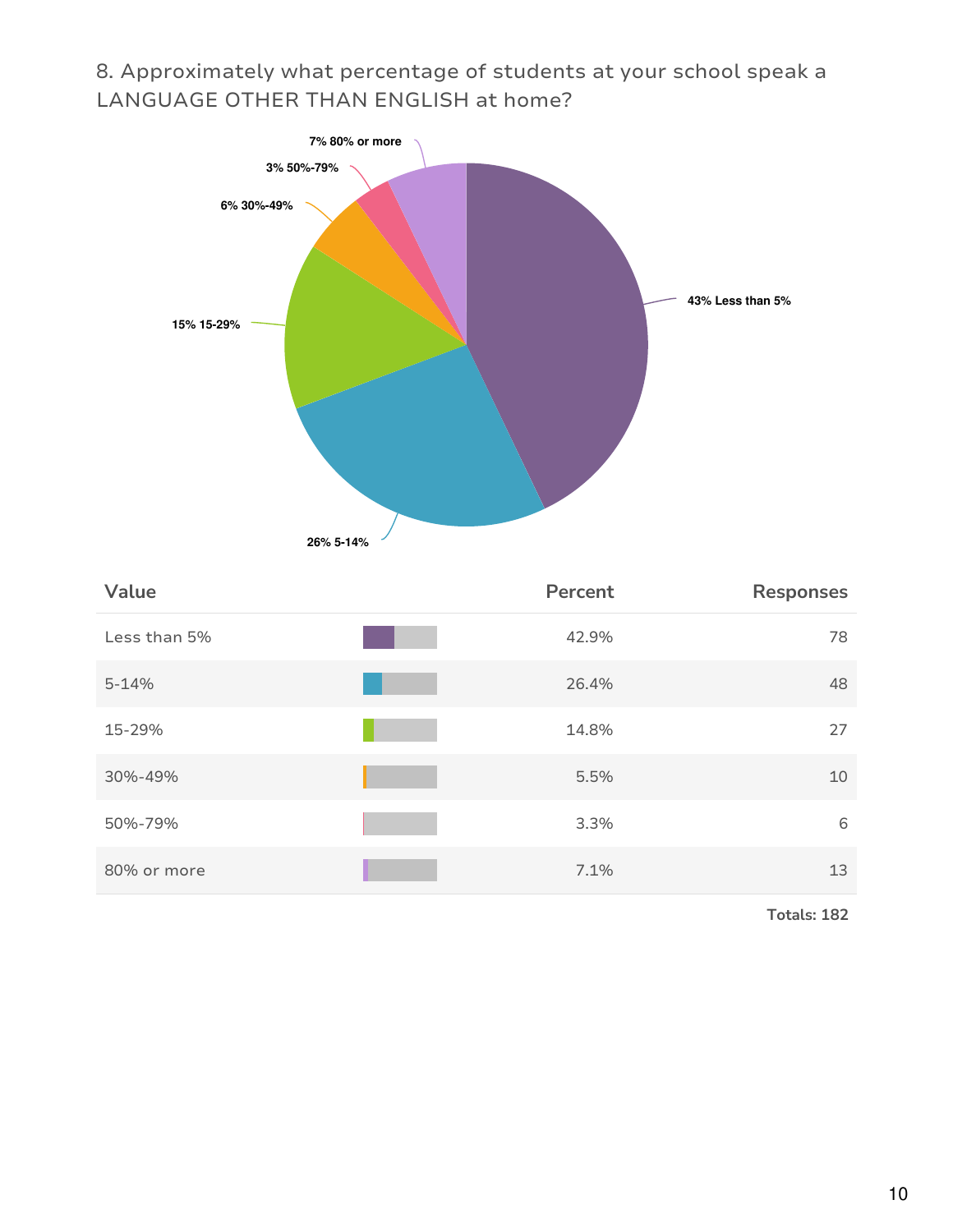## 8. Approximately what percentage of students at your school speak a LANGUAGE OTHER THAN ENGLISH at home?

| Value | Percent | Responses |
| --- | --- | --- |
| Less than 5% | 42.9% | 78 |
| 5-14% | 26.4% | 48 |
| 15-29% | 14.8% | 27 |
| 30%-49% | 5.5% | 10 |
| 50%-79% | 3.3% | 6 |
| 80% or more | 7.1% | 13 |

**Totals: 182**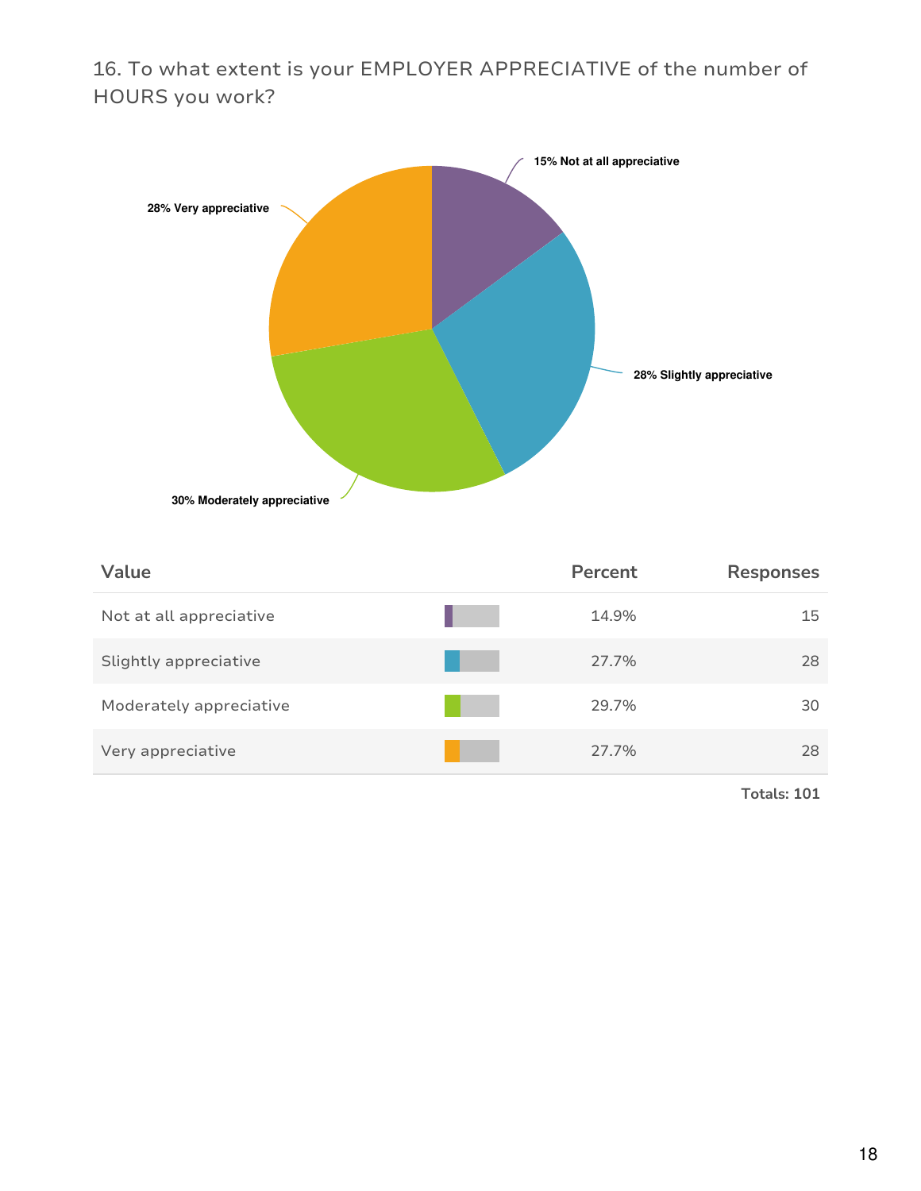16. To what extent is your EMPLOYER APPRECIATIVE of the number of HOURS you work?

15% Not at all appreciative

28% Slightly appreciative

30% Moderately appreciative

28% Very appreciative

| Value | Percent | Responses |
|---|---|---|
| Not at all appreciative | 14.9% | 15 |
| Slightly appreciative | 27.7% | 28 |
| Moderately appreciative | 29.7% | 30 |
| Very appreciative | 27.7% | 28 |

Totals: 101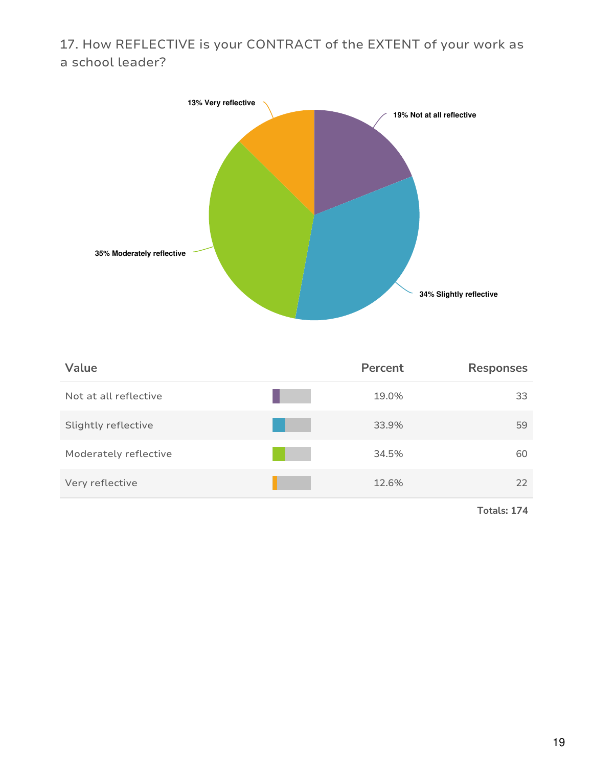## 17. How REFLECTIVE is your CONTRACT of the EXTENT of your work as a school leader?

13% Very reflective

19% Not at all reflective

35% Moderately reflective

34% Slightly reflective

| Value | Percent | Responses |
|---|---|---|
| Not at all reflective | 19.0% | 33 |
| Slightly reflective | 33.9% | 59 |
| Moderately reflective | 34.5% | 60 |
| Very reflective | 12.6% | 22 |

**Totals: 174**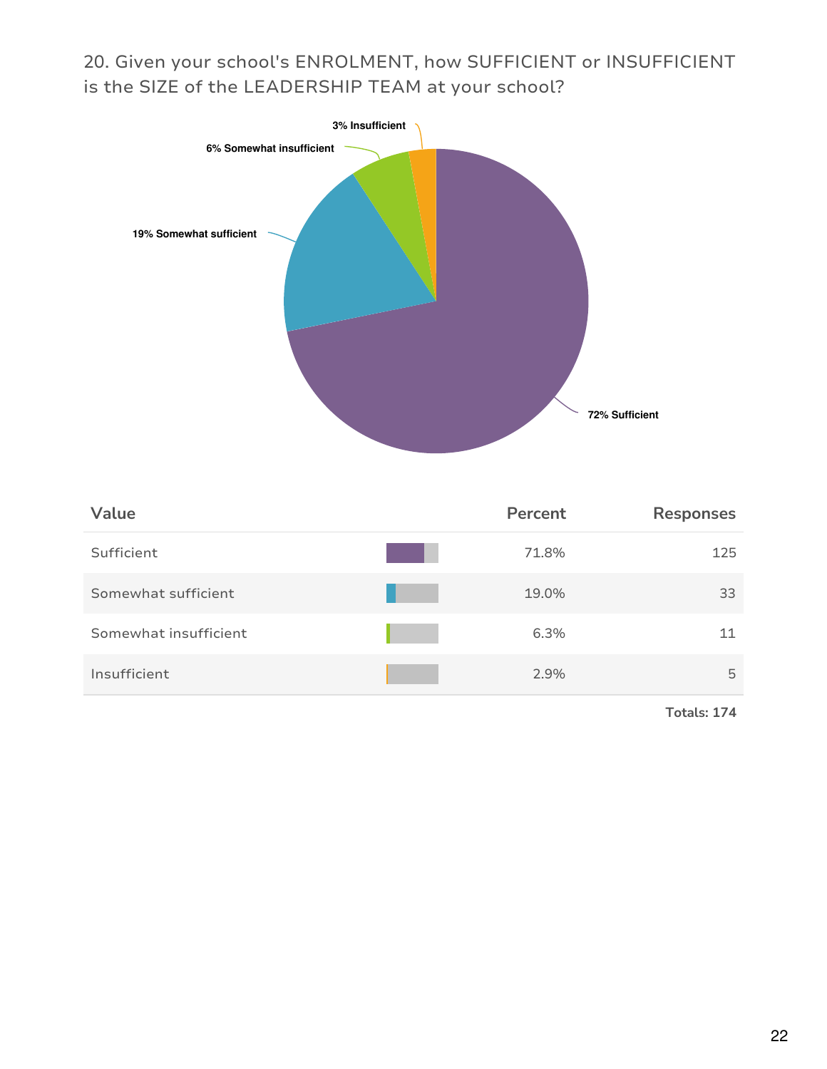## 20. Given your school's ENROLMENT, how SUFFICIENT or INSUFFICIENT is the SIZE of the LEADERSHIP TEAM at your school?

3% Insufficient

6% Somewhat insufficient

19% Somewhat sufficient

72% Sufficient

| Value | Percent | Responses |
|---|---|---|
| Sufficient | 71.8% | 125 |
| Somewhat sufficient | 19.0% | 33 |
| Somewhat insufficient | 6.3% | 11 |
| Insufficient | 2.9% | 5 |

**Totals: 174**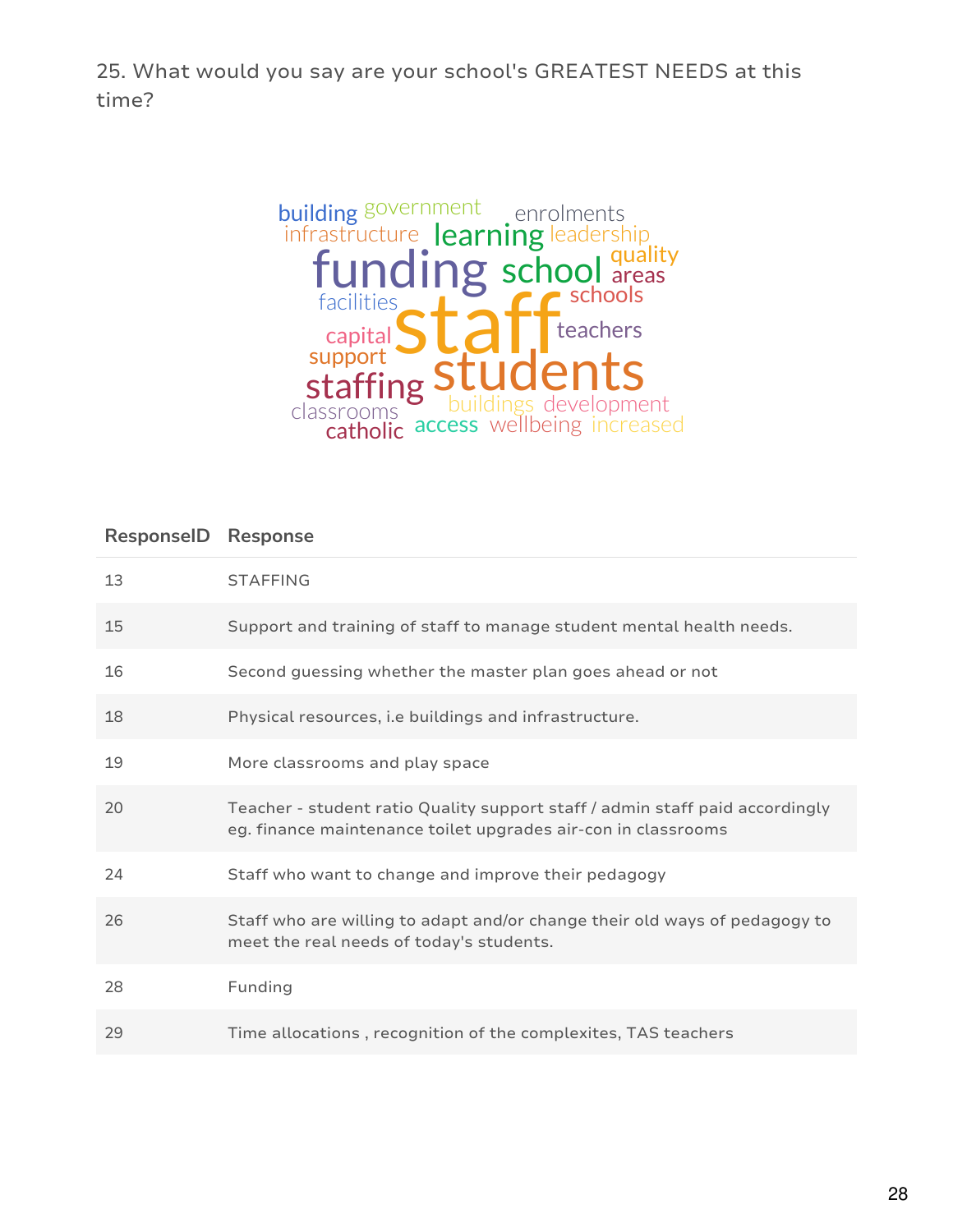25. What would you say are your school's GREATEST NEEDS at this time?

building
government
enrolments
infrastructure
learning
leadership
funding
school
quality
areas
schools
facilities
staff
capital
teachers
support
students
staffing
classrooms
buildings
development
catholic
access
wellbeing
increased

| ResponseID | Response |
|---|---|
| 13 | STAFFING |
| 15 | Support and training of staff to manage student mental health needs. |
| 16 | Second guessing whether the master plan goes ahead or not |
| 18 | Physical resources, i.e buildings and infrastructure. |
| 19 | More classrooms and play space |
| 20 | Teacher - student ratio Quality support staff / admin staff paid accordingly eg. finance maintenance toilet upgrades air-con in classrooms |
| 24 | Staff who want to change and improve their pedagogy |
| 26 | Staff who are willing to adapt and/or change their old ways of pedagogy to meet the real needs of today's students. |
| 28 | Funding |
| 29 | Time allocations , recognition of the complexites, TAS teachers |